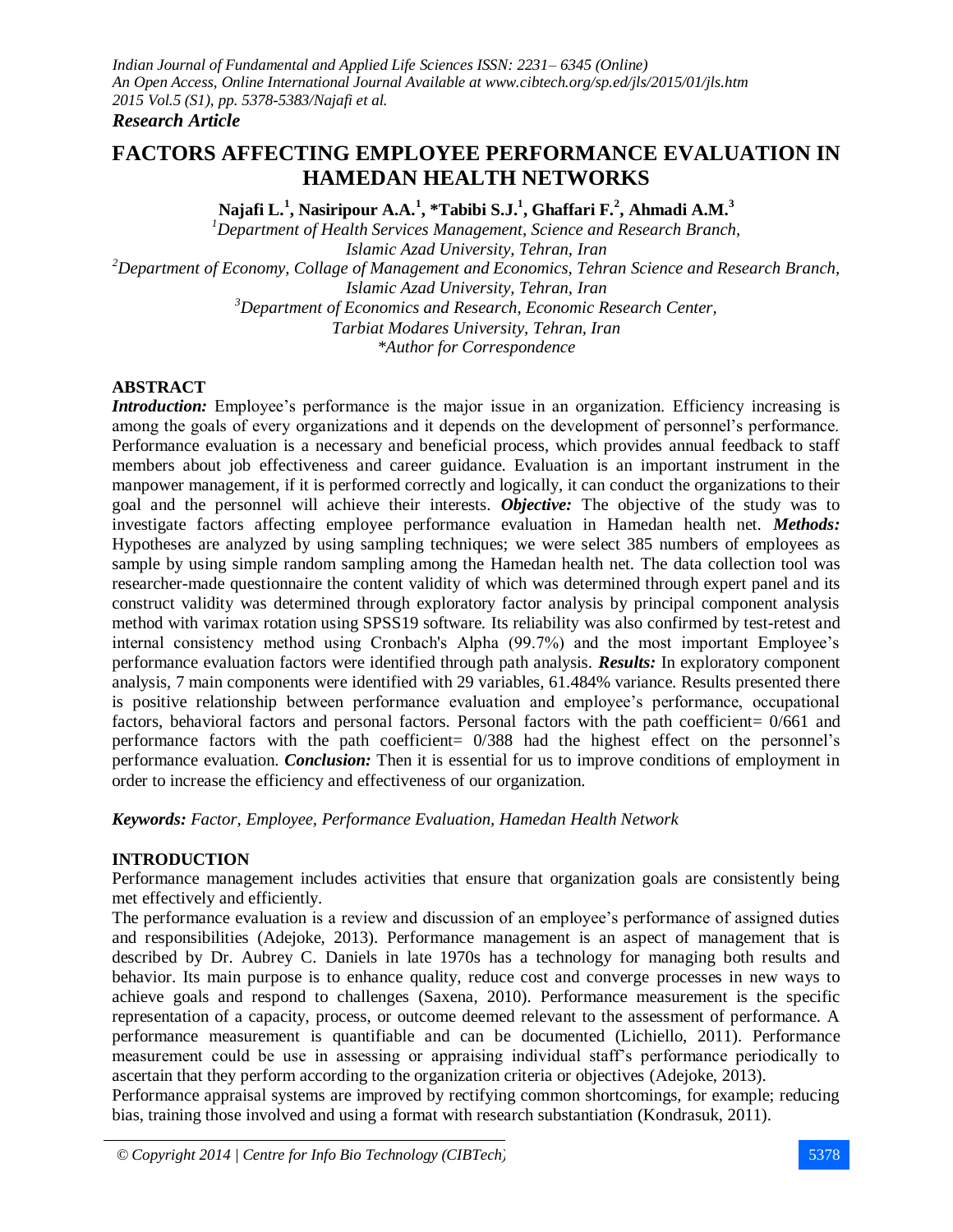*Research Article*

# FACTORS AFFECTING EMPLOYEE PERFORMANCE EVALUATION IN HAMEDAN HEALTH NETWORKS

**Najafi L.[1], Nasiripour A.A.[1], *Tabibi S.J.[1], Ghaffari F.[2], Ahmadi A.M.[3]**

[1]*Department of Health Services Management, Science and Research Branch, Islamic Azad University, Tehran, Iran*
[2]*Department of Economy, Collage of Management and Economics, Tehran Science and Research Branch, Islamic Azad University, Tehran, Iran*
[3]*Department of Economics and Research, Economic Research Center, Tarbiat Modares University, Tehran, Iran*
*\*Author for Correspondence*

## ABSTRACT

***Introduction:*** Employee's performance is the major issue in an organization. Efficiency increasing is among the goals of every organizations and it depends on the development of personnel's performance. Performance evaluation is a necessary and beneficial process, which provides annual feedback to staff members about job effectiveness and career guidance. Evaluation is an important instrument in the manpower management, if it is performed correctly and logically, it can conduct the organizations to their goal and the personnel will achieve their interests. ***Objective:*** The objective of the study was to investigate factors affecting employee performance evaluation in Hamedan health net. ***Methods:*** Hypotheses are analyzed by using sampling techniques; we were select 385 numbers of employees as sample by using simple random sampling among the Hamedan health net. The data collection tool was researcher-made questionnaire the content validity of which was determined through expert panel and its construct validity was determined through exploratory factor analysis by principal component analysis method with varimax rotation using SPSS19 software. Its reliability was also confirmed by test-retest and internal consistency method using Cronbach's Alpha (99.7%) and the most important Employee's performance evaluation factors were identified through path analysis. ***Results:*** In exploratory component analysis, 7 main components were identified with 29 variables, 61.484% variance. Results presented there is positive relationship between performance evaluation and employee's performance, occupational factors, behavioral factors and personal factors. Personal factors with the path coefficient= 0/661 and performance factors with the path coefficient= 0/388 had the highest effect on the personnel's performance evaluation. ***Conclusion:*** Then it is essential for us to improve conditions of employment in order to increase the efficiency and effectiveness of our organization.

***Keywords:*** *Factor, Employee, Performance Evaluation, Hamedan Health Network*

## INTRODUCTION

Performance management includes activities that ensure that organization goals are consistently being met effectively and efficiently.

The performance evaluation is a review and discussion of an employee's performance of assigned duties and responsibilities (Adejoke, 2013). Performance management is an aspect of management that is described by Dr. Aubrey C. Daniels in late 1970s has a technology for managing both results and behavior. Its main purpose is to enhance quality, reduce cost and converge processes in new ways to achieve goals and respond to challenges (Saxena, 2010). Performance measurement is the specific representation of a capacity, process, or outcome deemed relevant to the assessment of performance. A performance measurement is quantifiable and can be documented (Lichiello, 2011). Performance measurement could be use in assessing or appraising individual staff's performance periodically to ascertain that they perform according to the organization criteria or objectives (Adejoke, 2013).

Performance appraisal systems are improved by rectifying common shortcomings, for example; reducing bias, training those involved and using a format with research substantiation (Kondrasuk, 2011).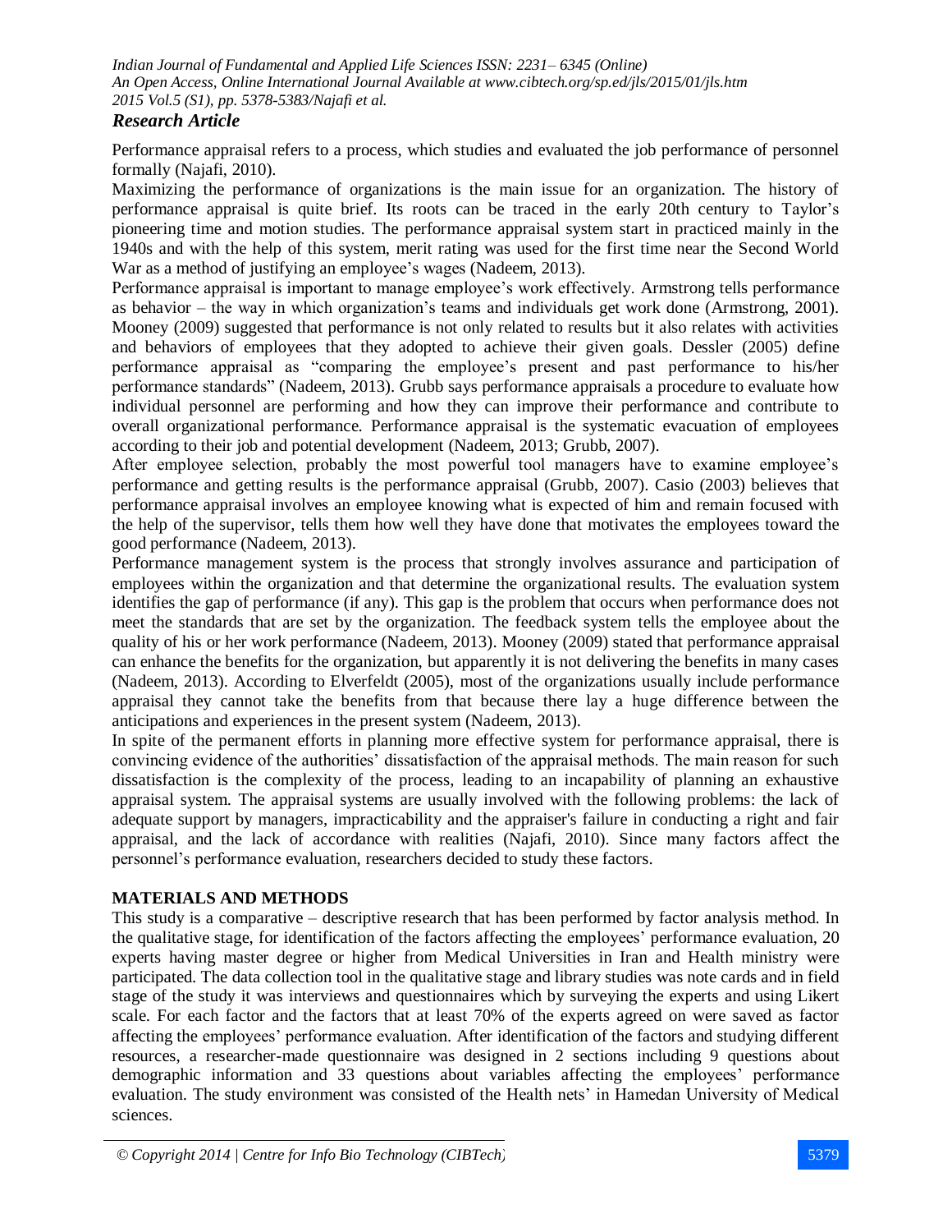Performance appraisal refers to a process, which studies and evaluated the job performance of personnel formally (Najafi, 2010).

Maximizing the performance of organizations is the main issue for an organization. The history of performance appraisal is quite brief. Its roots can be traced in the early 20th century to Taylor's pioneering time and motion studies. The performance appraisal system start in practiced mainly in the 1940s and with the help of this system, merit rating was used for the first time near the Second World War as a method of justifying an employee's wages (Nadeem, 2013).

Performance appraisal is important to manage employee's work effectively. Armstrong tells performance as behavior – the way in which organization's teams and individuals get work done (Armstrong, 2001). Mooney (2009) suggested that performance is not only related to results but it also relates with activities and behaviors of employees that they adopted to achieve their given goals. Dessler (2005) define performance appraisal as "comparing the employee's present and past performance to his/her performance standards" (Nadeem, 2013). Grubb says performance appraisals a procedure to evaluate how individual personnel are performing and how they can improve their performance and contribute to overall organizational performance. Performance appraisal is the systematic evacuation of employees according to their job and potential development (Nadeem, 2013; Grubb, 2007).

After employee selection, probably the most powerful tool managers have to examine employee's performance and getting results is the performance appraisal (Grubb, 2007). Casio (2003) believes that performance appraisal involves an employee knowing what is expected of him and remain focused with the help of the supervisor, tells them how well they have done that motivates the employees toward the good performance (Nadeem, 2013).

Performance management system is the process that strongly involves assurance and participation of employees within the organization and that determine the organizational results. The evaluation system identifies the gap of performance (if any). This gap is the problem that occurs when performance does not meet the standards that are set by the organization. The feedback system tells the employee about the quality of his or her work performance (Nadeem, 2013). Mooney (2009) stated that performance appraisal can enhance the benefits for the organization, but apparently it is not delivering the benefits in many cases (Nadeem, 2013). According to Elverfeldt (2005), most of the organizations usually include performance appraisal they cannot take the benefits from that because there lay a huge difference between the anticipations and experiences in the present system (Nadeem, 2013).

In spite of the permanent efforts in planning more effective system for performance appraisal, there is convincing evidence of the authorities' dissatisfaction of the appraisal methods. The main reason for such dissatisfaction is the complexity of the process, leading to an incapability of planning an exhaustive appraisal system. The appraisal systems are usually involved with the following problems: the lack of adequate support by managers, impracticability and the appraiser's failure in conducting a right and fair appraisal, and the lack of accordance with realities (Najafi, 2010). Since many factors affect the personnel's performance evaluation, researchers decided to study these factors.

## MATERIALS AND METHODS

This study is a comparative – descriptive research that has been performed by factor analysis method. In the qualitative stage, for identification of the factors affecting the employees' performance evaluation, 20 experts having master degree or higher from Medical Universities in Iran and Health ministry were participated. The data collection tool in the qualitative stage and library studies was note cards and in field stage of the study it was interviews and questionnaires which by surveying the experts and using Likert scale. For each factor and the factors that at least 70% of the experts agreed on were saved as factor affecting the employees' performance evaluation. After identification of the factors and studying different resources, a researcher-made questionnaire was designed in 2 sections including 9 questions about demographic information and 33 questions about variables affecting the employees' performance evaluation. The study environment was consisted of the Health nets' in Hamedan University of Medical sciences.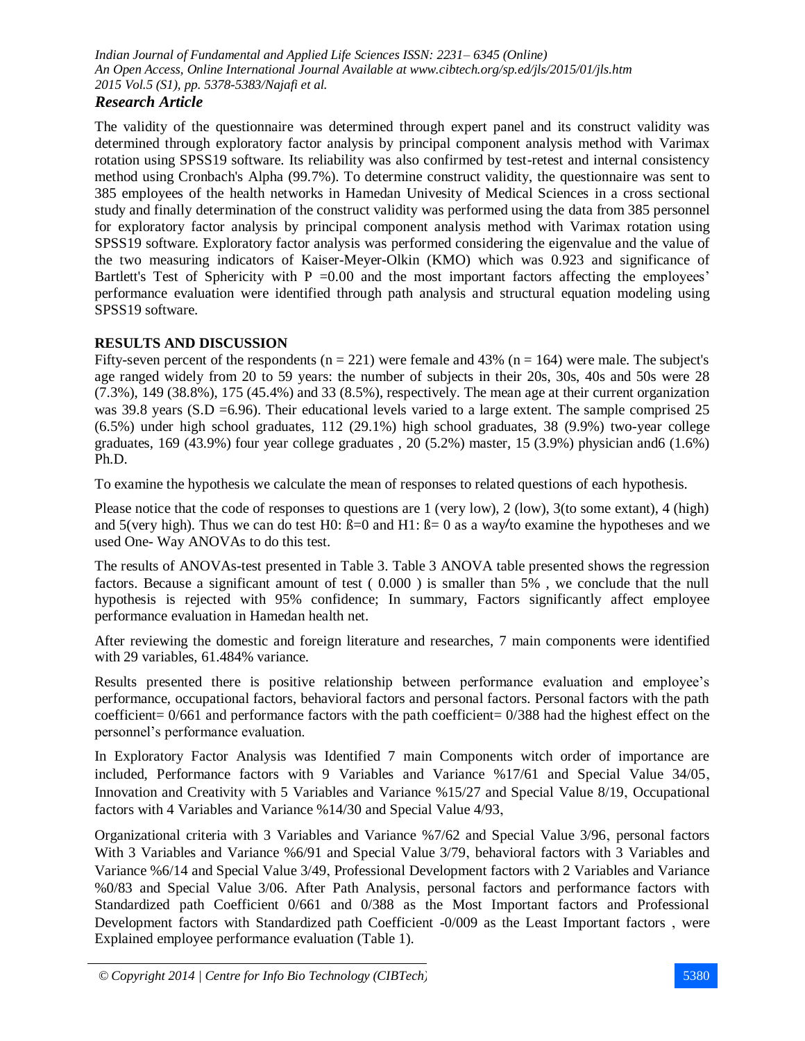*Research Article*

The validity of the questionnaire was determined through expert panel and its construct validity was determined through exploratory factor analysis by principal component analysis method with Varimax rotation using SPSS19 software. Its reliability was also confirmed by test-retest and internal consistency method using Cronbach's Alpha (99.7%). To determine construct validity, the questionnaire was sent to 385 employees of the health networks in Hamedan Univesity of Medical Sciences in a cross sectional study and finally determination of the construct validity was performed using the data from 385 personnel for exploratory factor analysis by principal component analysis method with Varimax rotation using SPSS19 software. Exploratory factor analysis was performed considering the eigenvalue and the value of the two measuring indicators of Kaiser-Meyer-Olkin (KMO) which was 0.923 and significance of Bartlett's Test of Sphericity with P =0.00 and the most important factors affecting the employees' performance evaluation were identified through path analysis and structural equation modeling using SPSS19 software.

## RESULTS AND DISCUSSION

Fifty-seven percent of the respondents (n = 221) were female and 43% (n = 164) were male. The subject's age ranged widely from 20 to 59 years: the number of subjects in their 20s, 30s, 40s and 50s were 28 (7.3%), 149 (38.8%), 175 (45.4%) and 33 (8.5%), respectively. The mean age at their current organization was 39.8 years (S.D =6.96). Their educational levels varied to a large extent. The sample comprised 25 (6.5%) under high school graduates, 112 (29.1%) high school graduates, 38 (9.9%) two-year college graduates, 169 (43.9%) four year college graduates , 20 (5.2%) master, 15 (3.9%) physician and6 (1.6%) Ph.D.

To examine the hypothesis we calculate the mean of responses to related questions of each hypothesis.

Please notice that the code of responses to questions are 1 (very low), 2 (low), 3(to some extant), 4 (high) and 5(very high). Thus we can do test H0: ß=0 and H1: ß= 0 as a way/to examine the hypotheses and we used One- Way ANOVAs to do this test.

The results of ANOVAs-test presented in Table 3. Table 3 ANOVA table presented shows the regression factors. Because a significant amount of test ( 0.000 ) is smaller than 5% , we conclude that the null hypothesis is rejected with 95% confidence; In summary, Factors significantly affect employee performance evaluation in Hamedan health net.

After reviewing the domestic and foreign literature and researches, 7 main components were identified with 29 variables, 61.484% variance.

Results presented there is positive relationship between performance evaluation and employee's performance, occupational factors, behavioral factors and personal factors. Personal factors with the path coefficient= 0/661 and performance factors with the path coefficient= 0/388 had the highest effect on the personnel's performance evaluation.

In Exploratory Factor Analysis was Identified 7 main Components witch order of importance are included, Performance factors with 9 Variables and Variance %17/61 and Special Value 34/05, Innovation and Creativity with 5 Variables and Variance %15/27 and Special Value 8/19, Occupational factors with 4 Variables and Variance %14/30 and Special Value 4/93,

Organizational criteria with 3 Variables and Variance %7/62 and Special Value 3/96, personal factors With 3 Variables and Variance %6/91 and Special Value 3/79, behavioral factors with 3 Variables and Variance %6/14 and Special Value 3/49, Professional Development factors with 2 Variables and Variance %0/83 and Special Value 3/06. After Path Analysis, personal factors and performance factors with Standardized path Coefficient 0/661 and 0/388 as the Most Important factors and Professional Development factors with Standardized path Coefficient -0/009 as the Least Important factors , were Explained employee performance evaluation (Table 1).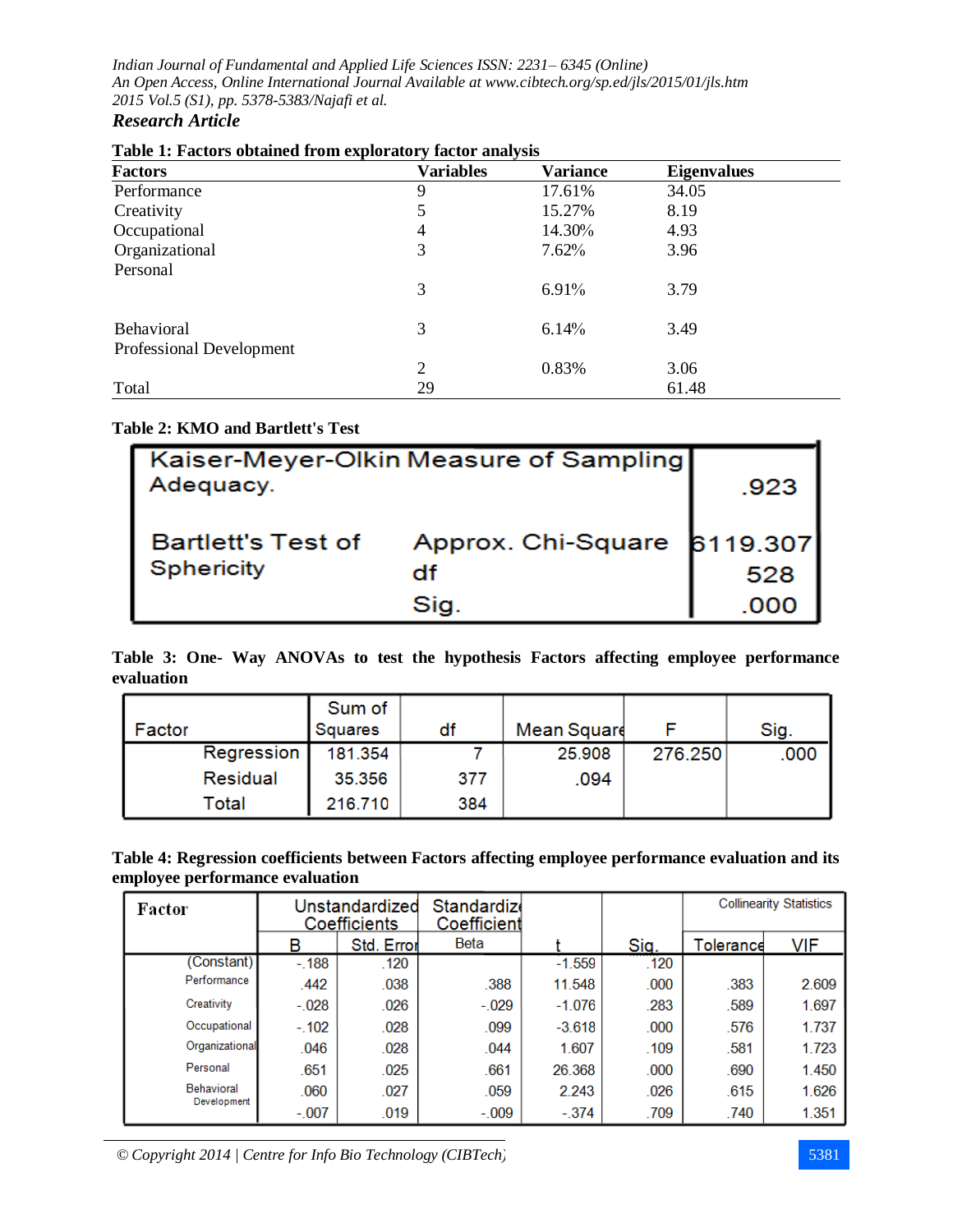**Table 1: Factors obtained from exploratory factor analysis**

| Factors | Variables | Variance | Eigenvalues |
|---|---|---|---|
| Performance | 9 | 17.61% | 34.05 |
| Creativity | 5 | 15.27% | 8.19 |
| Occupational | 4 | 14.30% | 4.93 |
| Organizational | 3 | 7.62% | 3.96 |
| Personal | 3 | 6.91% | 3.79 |
| Behavioral | 3 | 6.14% | 3.49 |
| Professional Development | 2 | 0.83% | 3.06 |
| Total | 29 | | 61.48 |

**Table 2: KMO and Bartlett's Test**

| | | |
|---|---|---|
| Kaiser-Meyer-Olkin Measure of Sampling Adequacy. | | .923 |
| Bartlett's Test of Sphericity | Approx. Chi-Square | 6119.307 |
| | df | 528 |
| | Sig. | .000 |

**Table 3: One- Way ANOVAs to test the hypothesis Factors affecting employee performance evaluation**

| Factor | Sum of Squares | df | Mean Square | F | Sig. |
|---|---|---|---|---|---|
| Regression | 181.354 | 7 | 25.908 | 276.250 | .000 |
| Residual | 35.356 | 377 | .094 | | |
| Total | 216.710 | 384 | | | |

**Table 4: Regression coefficients between Factors affecting employee performance evaluation and its employee performance evaluation**

| Factor | Unstandardized Coefficients | | Standardized Coefficients | t | Sig. | Collinearity Statistics | |
|---|---|---|---|---|---|---|---|
| | B | Std. Error | Beta | | | Tolerance | VIF |
| (Constant) | -.188 | .120 | | -1.559 | .120 | | |
| Performance | .442 | .038 | .388 | 11.548 | .000 | .383 | 2.609 |
| Creativity | -.028 | .026 | -.029 | -1.076 | .283 | .589 | 1.697 |
| Occupational | -.102 | .028 | .099 | -3.618 | .000 | .576 | 1.737 |
| Organizational | .046 | .028 | .044 | 1.607 | .109 | .581 | 1.723 |
| Personal | .651 | .025 | .661 | 26.368 | .000 | .690 | 1.450 |
| Behavioral | .060 | .027 | .059 | 2.243 | .026 | .615 | 1.626 |
| Development | -.007 | .019 | -.009 | -.374 | .709 | .740 | 1.351 |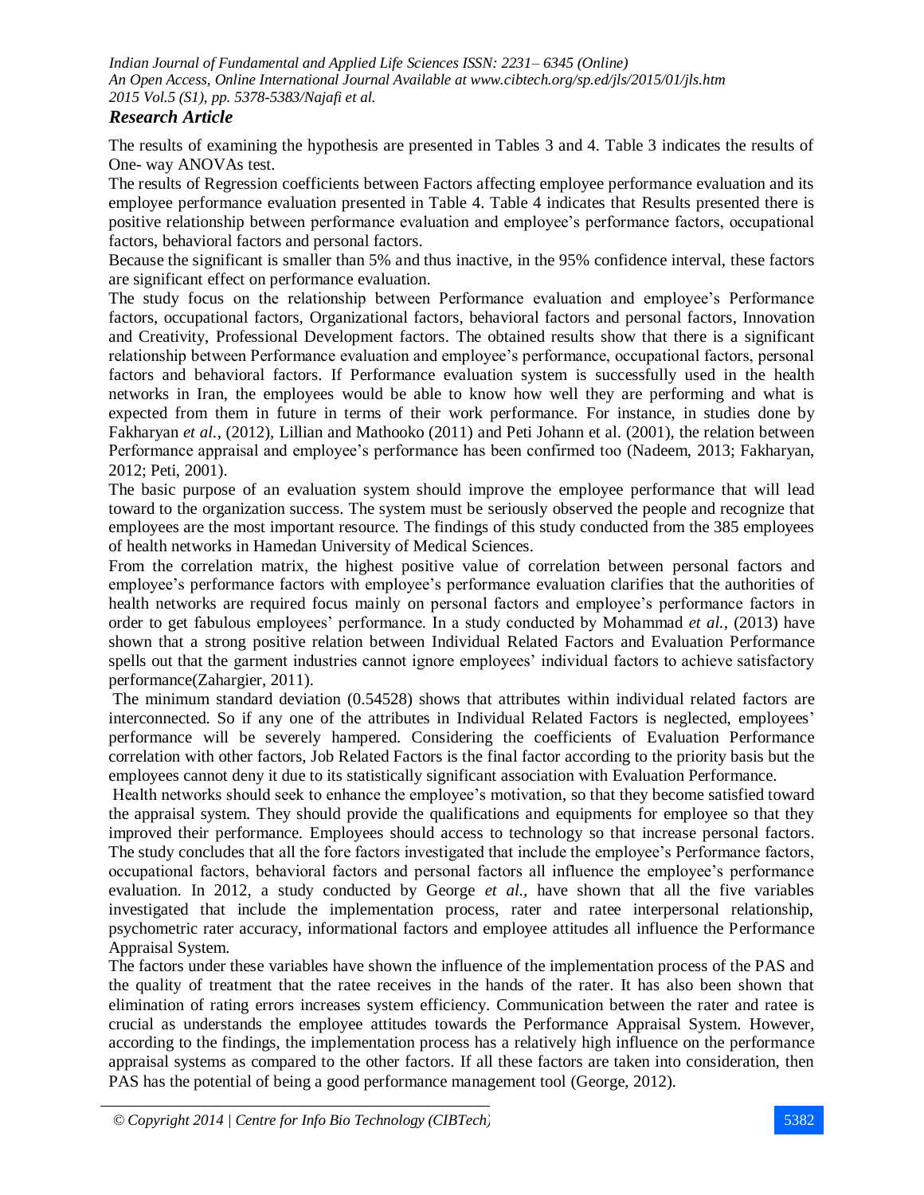The results of examining the hypothesis are presented in Tables 3 and 4. Table 3 indicates the results of One- way ANOVAs test.

The results of Regression coefficients between Factors affecting employee performance evaluation and its employee performance evaluation presented in Table 4. Table 4 indicates that Results presented there is positive relationship between performance evaluation and employee's performance factors, occupational factors, behavioral factors and personal factors.

Because the significant is smaller than 5% and thus inactive, in the 95% confidence interval, these factors are significant effect on performance evaluation.

The study focus on the relationship between Performance evaluation and employee's Performance factors, occupational factors, Organizational factors, behavioral factors and personal factors, Innovation and Creativity, Professional Development factors. The obtained results show that there is a significant relationship between Performance evaluation and employee's performance, occupational factors, personal factors and behavioral factors. If Performance evaluation system is successfully used in the health networks in Iran, the employees would be able to know how well they are performing and what is expected from them in future in terms of their work performance. For instance, in studies done by Fakharyan *et al.,* (2012), Lillian and Mathooko (2011) and Peti Johann et al. (2001), the relation between Performance appraisal and employee's performance has been confirmed too (Nadeem, 2013; Fakharyan, 2012; Peti, 2001).

The basic purpose of an evaluation system should improve the employee performance that will lead toward to the organization success. The system must be seriously observed the people and recognize that employees are the most important resource. The findings of this study conducted from the 385 employees of health networks in Hamedan University of Medical Sciences.

From the correlation matrix, the highest positive value of correlation between personal factors and employee's performance factors with employee's performance evaluation clarifies that the authorities of health networks are required focus mainly on personal factors and employee's performance factors in order to get fabulous employees' performance. In a study conducted by Mohammad *et al.,* (2013) have shown that a strong positive relation between Individual Related Factors and Evaluation Performance spells out that the garment industries cannot ignore employees' individual factors to achieve satisfactory performance(Zahargier, 2011).

The minimum standard deviation (0.54528) shows that attributes within individual related factors are interconnected. So if any one of the attributes in Individual Related Factors is neglected, employees' performance will be severely hampered. Considering the coefficients of Evaluation Performance correlation with other factors, Job Related Factors is the final factor according to the priority basis but the employees cannot deny it due to its statistically significant association with Evaluation Performance.

Health networks should seek to enhance the employee's motivation, so that they become satisfied toward the appraisal system. They should provide the qualifications and equipments for employee so that they improved their performance. Employees should access to technology so that increase personal factors. The study concludes that all the fore factors investigated that include the employee's Performance factors, occupational factors, behavioral factors and personal factors all influence the employee's performance evaluation. In 2012, a study conducted by George *et al.,* have shown that all the five variables investigated that include the implementation process, rater and ratee interpersonal relationship, psychometric rater accuracy, informational factors and employee attitudes all influence the Performance Appraisal System.

The factors under these variables have shown the influence of the implementation process of the PAS and the quality of treatment that the ratee receives in the hands of the rater. It has also been shown that elimination of rating errors increases system efficiency. Communication between the rater and ratee is crucial as understands the employee attitudes towards the Performance Appraisal System. However, according to the findings, the implementation process has a relatively high influence on the performance appraisal systems as compared to the other factors. If all these factors are taken into consideration, then PAS has the potential of being a good performance management tool (George, 2012).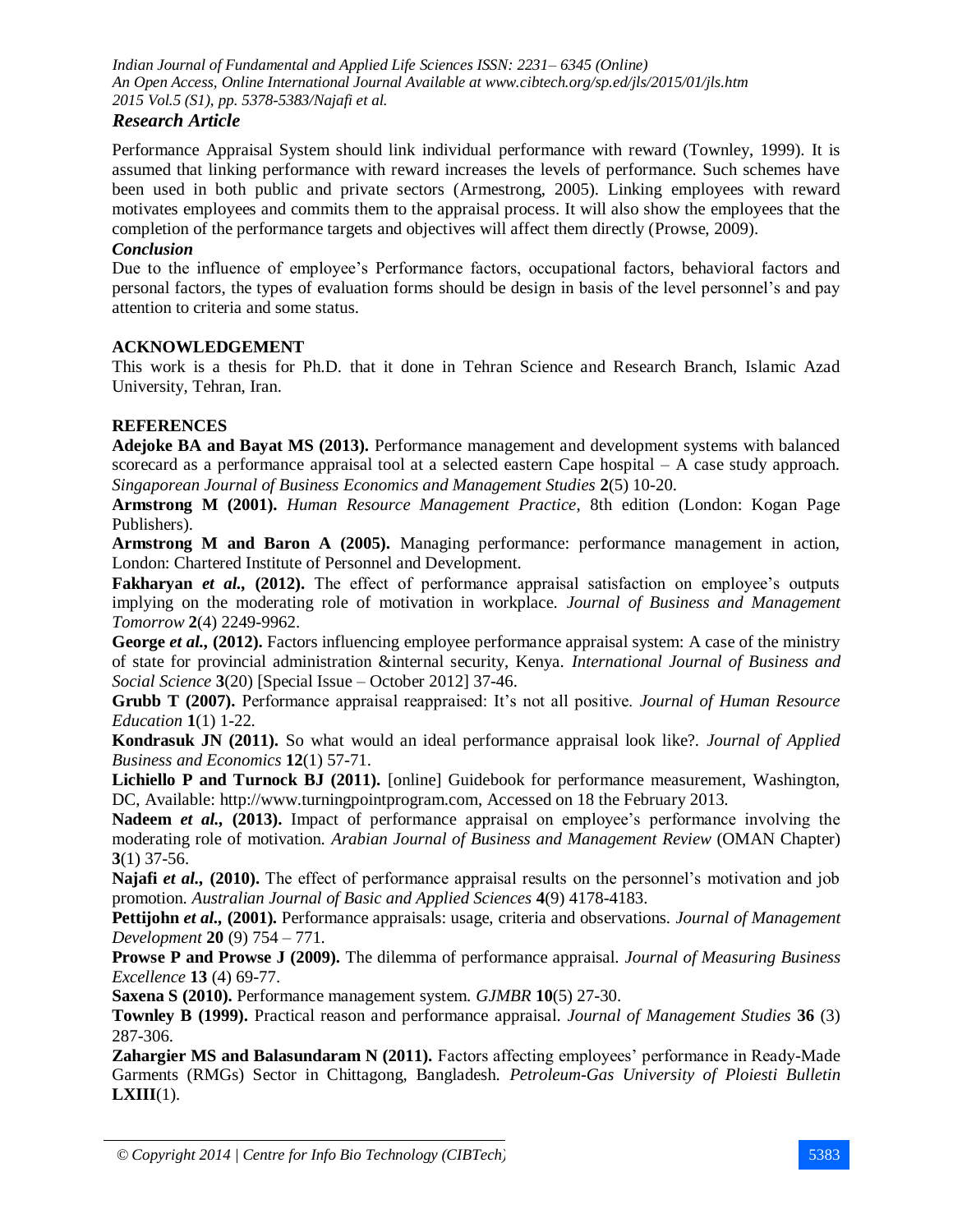Performance Appraisal System should link individual performance with reward (Townley, 1999). It is assumed that linking performance with reward increases the levels of performance. Such schemes have been used in both public and private sectors (Armestrong, 2005). Linking employees with reward motivates employees and commits them to the appraisal process. It will also show the employees that the completion of the performance targets and objectives will affect them directly (Prowse, 2009).

### *Conclusion*

Due to the influence of employee's Performance factors, occupational factors, behavioral factors and personal factors, the types of evaluation forms should be design in basis of the level personnel's and pay attention to criteria and some status.

## ACKNOWLEDGEMENT

This work is a thesis for Ph.D. that it done in Tehran Science and Research Branch, Islamic Azad University, Tehran, Iran.

## REFERENCES

**Adejoke BA and Bayat MS (2013).** Performance management and development systems with balanced scorecard as a performance appraisal tool at a selected eastern Cape hospital – A case study approach. *Singaporean Journal of Business Economics and Management Studies* **2**(5) 10-20.

**Armstrong M (2001).** *Human Resource Management Practice*, 8th edition (London: Kogan Page Publishers).

**Armstrong M and Baron A (2005).** Managing performance: performance management in action, London: Chartered Institute of Personnel and Development.

**Fakharyan *et al.*, (2012).** The effect of performance appraisal satisfaction on employee's outputs implying on the moderating role of motivation in workplace. *Journal of Business and Management Tomorrow* **2**(4) 2249-9962.

**George *et al.*, (2012).** Factors influencing employee performance appraisal system: A case of the ministry of state for provincial administration &internal security, Kenya. *International Journal of Business and Social Science* **3**(20) [Special Issue – October 2012] 37-46.

**Grubb T (2007).** Performance appraisal reappraised: It's not all positive. *Journal of Human Resource Education* **1**(1) 1-22.

**Kondrasuk JN (2011).** So what would an ideal performance appraisal look like?. *Journal of Applied Business and Economics* **12**(1) 57-71.

**Lichiello P and Turnock BJ (2011).** [online] Guidebook for performance measurement, Washington, DC, Available: http://www.turningpointprogram.com, Accessed on 18 the February 2013.

**Nadeem *et al.*, (2013).** Impact of performance appraisal on employee's performance involving the moderating role of motivation. *Arabian Journal of Business and Management Review* (OMAN Chapter) **3**(1) 37-56.

**Najafi *et al.*, (2010).** The effect of performance appraisal results on the personnel's motivation and job promotion. *Australian Journal of Basic and Applied Sciences* **4**(9) 4178-4183.

**Pettijohn *et al.*, (2001).** Performance appraisals: usage, criteria and observations. *Journal of Management Development* **20** (9) 754 – 771.

**Prowse P and Prowse J (2009).** The dilemma of performance appraisal. *Journal of Measuring Business Excellence* **13** (4) 69-77.

**Saxena S (2010).** Performance management system. *GJMBR* **10**(5) 27-30.

**Townley B (1999).** Practical reason and performance appraisal. *Journal of Management Studies* **36** (3) 287-306.

**Zahargier MS and Balasundaram N (2011).** Factors affecting employees' performance in Ready-Made Garments (RMGs) Sector in Chittagong, Bangladesh. *Petroleum-Gas University of Ploiesti Bulletin* **LXIII**(1).